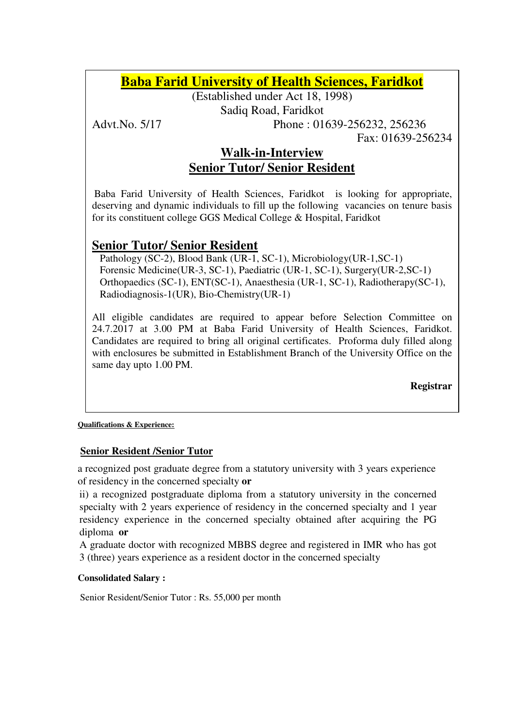# Baba Farid University of Health Sciences, Faridkot

(Established under Act 18, 1998)

Sadiq Road, Faridkot

Advt.No. 5/17

Phone : 01639-256232, 256236

Fax: 01639-256234

## Walk-in-Interview
## Senior Tutor/ Senior Resident

Baba Farid University of Health Sciences, Faridkot is looking for appropriate, deserving and dynamic individuals to fill up the following vacancies on tenure basis for its constituent college GGS Medical College & Hospital, Faridkot

## Senior Tutor/ Senior Resident

Pathology (SC-2), Blood Bank (UR-1, SC-1), Microbiology(UR-1,SC-1)
Forensic Medicine(UR-3, SC-1), Paediatric (UR-1, SC-1), Surgery(UR-2,SC-1)
Orthopaedics (SC-1), ENT(SC-1), Anaesthesia (UR-1, SC-1), Radiotherapy(SC-1),
Radiodiagnosis-1(UR), Bio-Chemistry(UR-1)

All eligible candidates are required to appear before Selection Committee on 24.7.2017 at 3.00 PM at Baba Farid University of Health Sciences, Faridkot. Candidates are required to bring all original certificates. Proforma duly filled along with enclosures be submitted in Establishment Branch of the University Office on the same day upto 1.00 PM.

**Registrar**

**Qualifications & Experience:**

**Senior Resident /Senior Tutor**

a recognized post graduate degree from a statutory university with 3 years experience of residency in the concerned specialty **or**

ii) a recognized postgraduate diploma from a statutory university in the concerned specialty with 2 years experience of residency in the concerned specialty and 1 year residency experience in the concerned specialty obtained after acquiring the PG diploma **or**

A graduate doctor with recognized MBBS degree and registered in IMR who has got 3 (three) years experience as a resident doctor in the concerned specialty

**Consolidated Salary :**

Senior Resident/Senior Tutor : Rs. 55,000 per month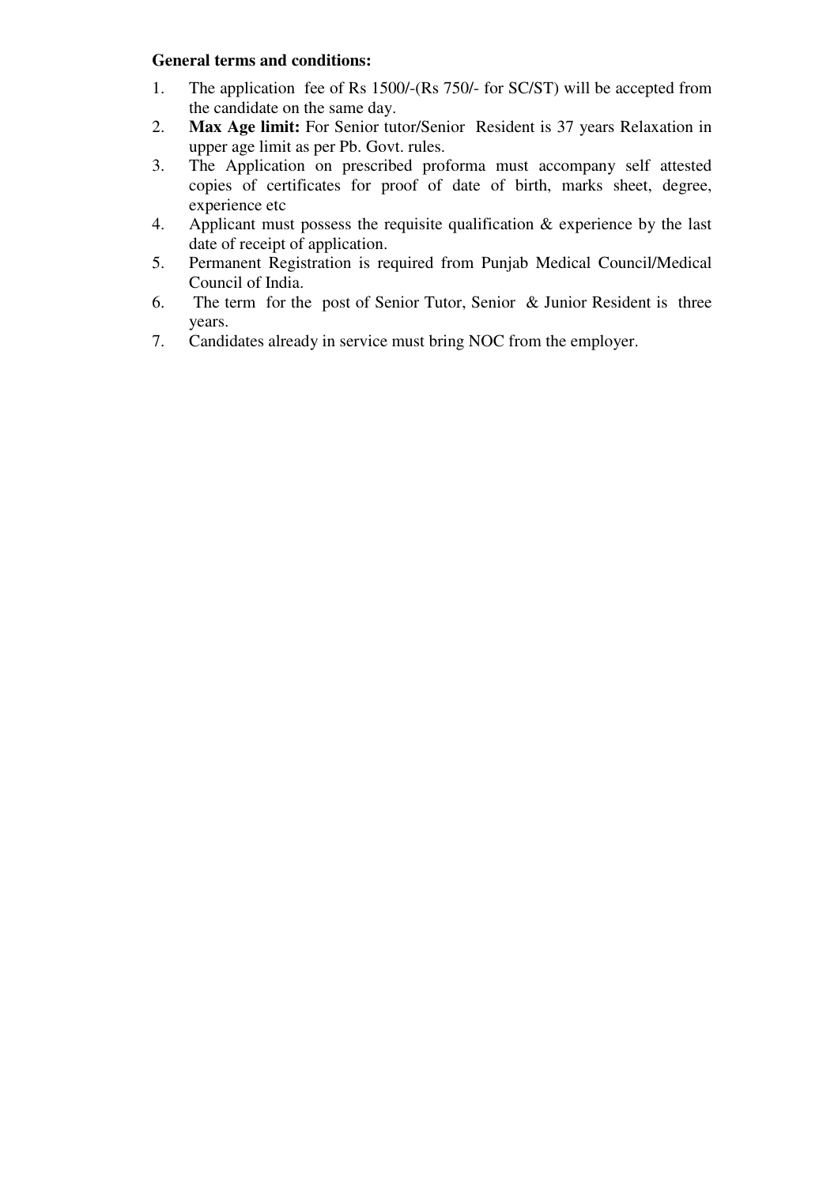**General terms and conditions:**

1. The application fee of Rs 1500/-(Rs 750/- for SC/ST) will be accepted from the candidate on the same day.
2. **Max Age limit:** For Senior tutor/Senior Resident is 37 years Relaxation in upper age limit as per Pb. Govt. rules.
3. The Application on prescribed proforma must accompany self attested copies of certificates for proof of date of birth, marks sheet, degree, experience etc
4. Applicant must possess the requisite qualification & experience by the last date of receipt of application.
5. Permanent Registration is required from Punjab Medical Council/Medical Council of India.
6. The term for the post of Senior Tutor, Senior & Junior Resident is three years.
7. Candidates already in service must bring NOC from the employer.